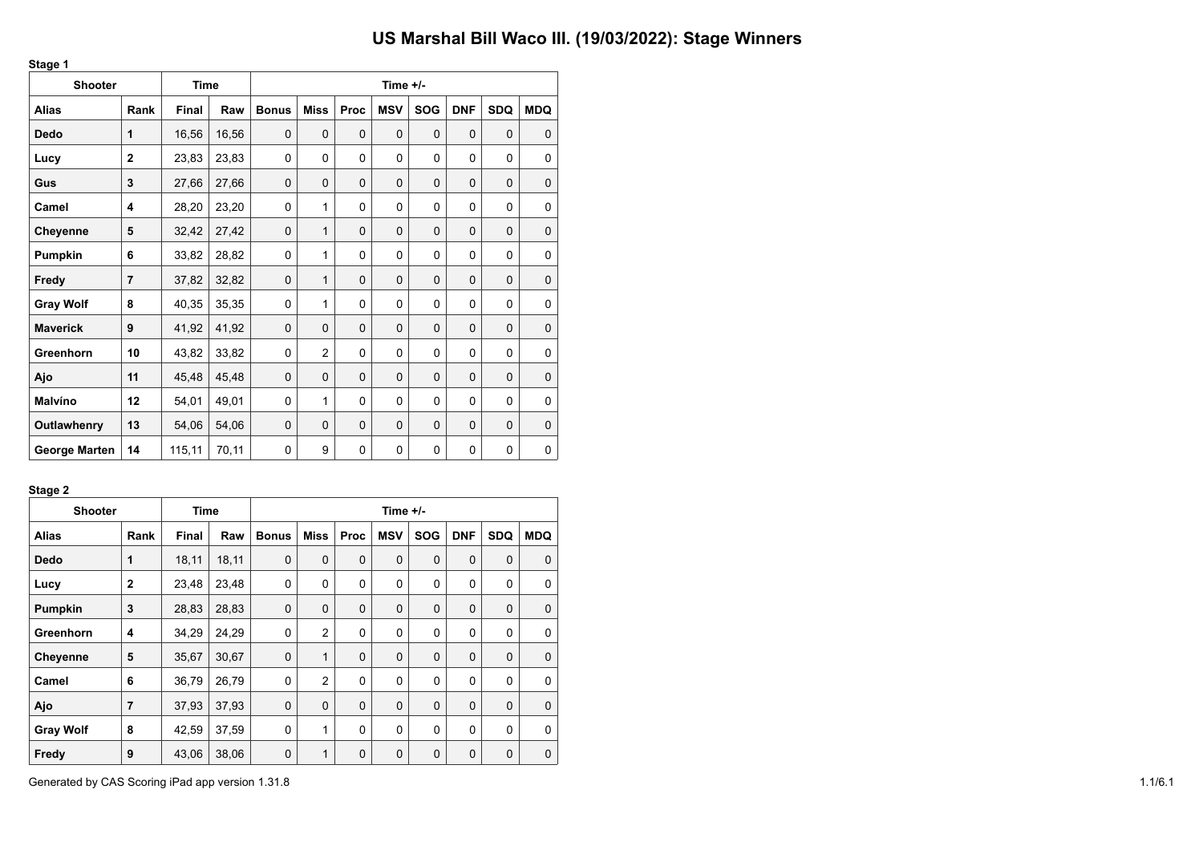# US Marshal Bill Waco III. (19/03/2022): Stage Winners

**Stage 1**

| Shooter | | Time | | Time +/- | | | | | | | |
|---|---|---|---|---|---|---|---|---|---|---|---|
| **Alias** | **Rank** | **Final** | **Raw** | **Bonus** | **Miss** | **Proc** | **MSV** | **SOG** | **DNF** | **SDQ** | **MDQ** |
| **Dedo** | **1** | 16,56 | 16,56 | 0 | 0 | 0 | 0 | 0 | 0 | 0 | 0 |
| **Lucy** | **2** | 23,83 | 23,83 | 0 | 0 | 0 | 0 | 0 | 0 | 0 | 0 |
| **Gus** | **3** | 27,66 | 27,66 | 0 | 0 | 0 | 0 | 0 | 0 | 0 | 0 |
| **Camel** | **4** | 28,20 | 23,20 | 0 | 1 | 0 | 0 | 0 | 0 | 0 | 0 |
| **Cheyenne** | **5** | 32,42 | 27,42 | 0 | 1 | 0 | 0 | 0 | 0 | 0 | 0 |
| **Pumpkin** | **6** | 33,82 | 28,82 | 0 | 1 | 0 | 0 | 0 | 0 | 0 | 0 |
| **Fredy** | **7** | 37,82 | 32,82 | 0 | 1 | 0 | 0 | 0 | 0 | 0 | 0 |
| **Gray Wolf** | **8** | 40,35 | 35,35 | 0 | 1 | 0 | 0 | 0 | 0 | 0 | 0 |
| **Maverick** | **9** | 41,92 | 41,92 | 0 | 0 | 0 | 0 | 0 | 0 | 0 | 0 |
| **Greenhorn** | **10** | 43,82 | 33,82 | 0 | 2 | 0 | 0 | 0 | 0 | 0 | 0 |
| **Ajo** | **11** | 45,48 | 45,48 | 0 | 0 | 0 | 0 | 0 | 0 | 0 | 0 |
| **Malvíno** | **12** | 54,01 | 49,01 | 0 | 1 | 0 | 0 | 0 | 0 | 0 | 0 |
| **Outlawhenry** | **13** | 54,06 | 54,06 | 0 | 0 | 0 | 0 | 0 | 0 | 0 | 0 |
| **George Marten** | **14** | 115,11 | 70,11 | 0 | 9 | 0 | 0 | 0 | 0 | 0 | 0 |

**Stage 2**

| Shooter | | Time | | Time +/- | | | | | | | |
|---|---|---|---|---|---|---|---|---|---|---|---|
| **Alias** | **Rank** | **Final** | **Raw** | **Bonus** | **Miss** | **Proc** | **MSV** | **SOG** | **DNF** | **SDQ** | **MDQ** |
| **Dedo** | **1** | 18,11 | 18,11 | 0 | 0 | 0 | 0 | 0 | 0 | 0 | 0 |
| **Lucy** | **2** | 23,48 | 23,48 | 0 | 0 | 0 | 0 | 0 | 0 | 0 | 0 |
| **Pumpkin** | **3** | 28,83 | 28,83 | 0 | 0 | 0 | 0 | 0 | 0 | 0 | 0 |
| **Greenhorn** | **4** | 34,29 | 24,29 | 0 | 2 | 0 | 0 | 0 | 0 | 0 | 0 |
| **Cheyenne** | **5** | 35,67 | 30,67 | 0 | 1 | 0 | 0 | 0 | 0 | 0 | 0 |
| **Camel** | **6** | 36,79 | 26,79 | 0 | 2 | 0 | 0 | 0 | 0 | 0 | 0 |
| **Ajo** | **7** | 37,93 | 37,93 | 0 | 0 | 0 | 0 | 0 | 0 | 0 | 0 |
| **Gray Wolf** | **8** | 42,59 | 37,59 | 0 | 1 | 0 | 0 | 0 | 0 | 0 | 0 |
| **Fredy** | **9** | 43,06 | 38,06 | 0 | 1 | 0 | 0 | 0 | 0 | 0 | 0 |

Generated by CAS Scoring iPad app version 1.31.8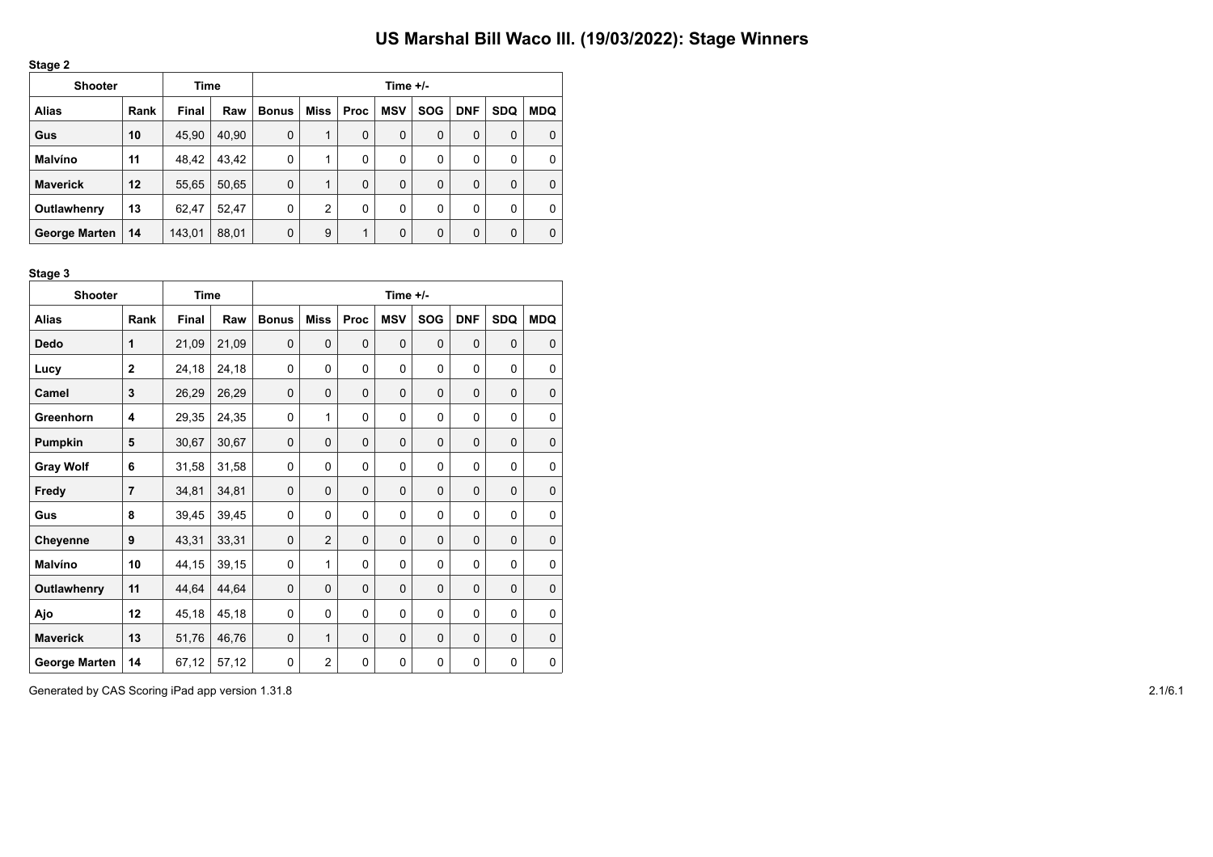# US Marshal Bill Waco III. (19/03/2022): Stage Winners

**Stage 2**

| Shooter | | Time | | Time +/- | | | | | | | |
|---|---|---|---|---|---|---|---|---|---|---|---|
| **Alias** | **Rank** | **Final** | **Raw** | **Bonus** | **Miss** | **Proc** | **MSV** | **SOG** | **DNF** | **SDQ** | **MDQ** |
| **Gus** | **10** | 45,90 | 40,90 | 0 | 1 | 0 | 0 | 0 | 0 | 0 | 0 |
| **Malvíno** | **11** | 48,42 | 43,42 | 0 | 1 | 0 | 0 | 0 | 0 | 0 | 0 |
| **Maverick** | **12** | 55,65 | 50,65 | 0 | 1 | 0 | 0 | 0 | 0 | 0 | 0 |
| **Outlawhenry** | **13** | 62,47 | 52,47 | 0 | 2 | 0 | 0 | 0 | 0 | 0 | 0 |
| **George Marten** | **14** | 143,01 | 88,01 | 0 | 9 | 1 | 0 | 0 | 0 | 0 | 0 |

**Stage 3**

| Shooter | | Time | | Time +/- | | | | | | | |
|---|---|---|---|---|---|---|---|---|---|---|---|
| **Alias** | **Rank** | **Final** | **Raw** | **Bonus** | **Miss** | **Proc** | **MSV** | **SOG** | **DNF** | **SDQ** | **MDQ** |
| **Dedo** | **1** | 21,09 | 21,09 | 0 | 0 | 0 | 0 | 0 | 0 | 0 | 0 |
| **Lucy** | **2** | 24,18 | 24,18 | 0 | 0 | 0 | 0 | 0 | 0 | 0 | 0 |
| **Camel** | **3** | 26,29 | 26,29 | 0 | 0 | 0 | 0 | 0 | 0 | 0 | 0 |
| **Greenhorn** | **4** | 29,35 | 24,35 | 0 | 1 | 0 | 0 | 0 | 0 | 0 | 0 |
| **Pumpkin** | **5** | 30,67 | 30,67 | 0 | 0 | 0 | 0 | 0 | 0 | 0 | 0 |
| **Gray Wolf** | **6** | 31,58 | 31,58 | 0 | 0 | 0 | 0 | 0 | 0 | 0 | 0 |
| **Fredy** | **7** | 34,81 | 34,81 | 0 | 0 | 0 | 0 | 0 | 0 | 0 | 0 |
| **Gus** | **8** | 39,45 | 39,45 | 0 | 0 | 0 | 0 | 0 | 0 | 0 | 0 |
| **Cheyenne** | **9** | 43,31 | 33,31 | 0 | 2 | 0 | 0 | 0 | 0 | 0 | 0 |
| **Malvíno** | **10** | 44,15 | 39,15 | 0 | 1 | 0 | 0 | 0 | 0 | 0 | 0 |
| **Outlawhenry** | **11** | 44,64 | 44,64 | 0 | 0 | 0 | 0 | 0 | 0 | 0 | 0 |
| **Ajo** | **12** | 45,18 | 45,18 | 0 | 0 | 0 | 0 | 0 | 0 | 0 | 0 |
| **Maverick** | **13** | 51,76 | 46,76 | 0 | 1 | 0 | 0 | 0 | 0 | 0 | 0 |
| **George Marten** | **14** | 67,12 | 57,12 | 0 | 2 | 0 | 0 | 0 | 0 | 0 | 0 |

Generated by CAS Scoring iPad app version 1.31.8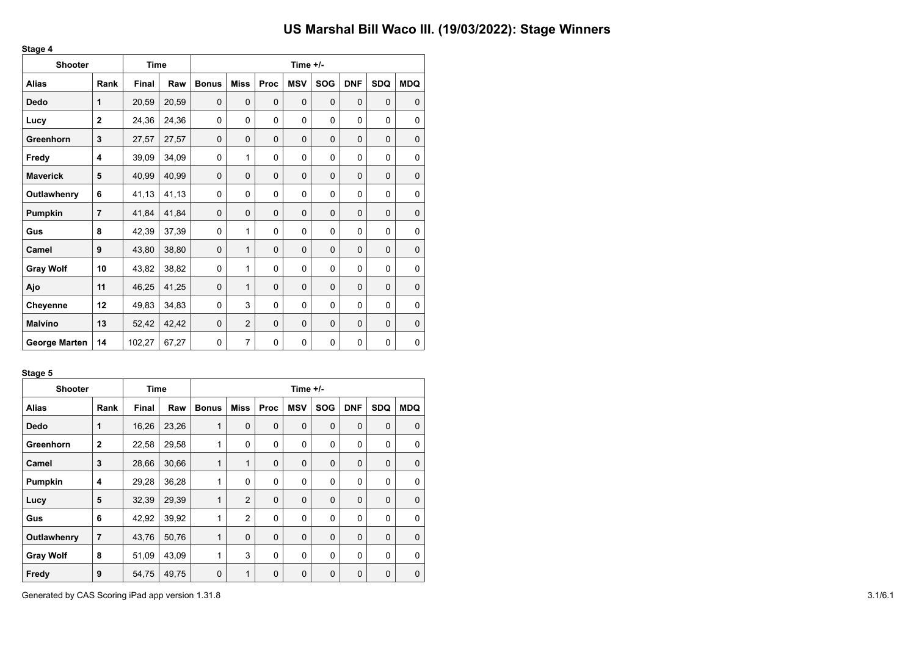# US Marshal Bill Waco III. (19/03/2022): Stage Winners

**Stage 4**

| Shooter | | Time | | Time +/- | | | | | | | |
|---|---|---|---|---|---|---|---|---|---|---|---|
| **Alias** | **Rank** | **Final** | **Raw** | **Bonus** | **Miss** | **Proc** | **MSV** | **SOG** | **DNF** | **SDQ** | **MDQ** |
| **Dedo** | **1** | 20,59 | 20,59 | 0 | 0 | 0 | 0 | 0 | 0 | 0 | 0 |
| **Lucy** | **2** | 24,36 | 24,36 | 0 | 0 | 0 | 0 | 0 | 0 | 0 | 0 |
| **Greenhorn** | **3** | 27,57 | 27,57 | 0 | 0 | 0 | 0 | 0 | 0 | 0 | 0 |
| **Fredy** | **4** | 39,09 | 34,09 | 0 | 1 | 0 | 0 | 0 | 0 | 0 | 0 |
| **Maverick** | **5** | 40,99 | 40,99 | 0 | 0 | 0 | 0 | 0 | 0 | 0 | 0 |
| **Outlawhenry** | **6** | 41,13 | 41,13 | 0 | 0 | 0 | 0 | 0 | 0 | 0 | 0 |
| **Pumpkin** | **7** | 41,84 | 41,84 | 0 | 0 | 0 | 0 | 0 | 0 | 0 | 0 |
| **Gus** | **8** | 42,39 | 37,39 | 0 | 1 | 0 | 0 | 0 | 0 | 0 | 0 |
| **Camel** | **9** | 43,80 | 38,80 | 0 | 1 | 0 | 0 | 0 | 0 | 0 | 0 |
| **Gray Wolf** | **10** | 43,82 | 38,82 | 0 | 1 | 0 | 0 | 0 | 0 | 0 | 0 |
| **Ajo** | **11** | 46,25 | 41,25 | 0 | 1 | 0 | 0 | 0 | 0 | 0 | 0 |
| **Cheyenne** | **12** | 49,83 | 34,83 | 0 | 3 | 0 | 0 | 0 | 0 | 0 | 0 |
| **Malvíno** | **13** | 52,42 | 42,42 | 0 | 2 | 0 | 0 | 0 | 0 | 0 | 0 |
| **George Marten** | **14** | 102,27 | 67,27 | 0 | 7 | 0 | 0 | 0 | 0 | 0 | 0 |

**Stage 5**

| Shooter | | Time | | Time +/- | | | | | | | |
|---|---|---|---|---|---|---|---|---|---|---|---|
| **Alias** | **Rank** | **Final** | **Raw** | **Bonus** | **Miss** | **Proc** | **MSV** | **SOG** | **DNF** | **SDQ** | **MDQ** |
| **Dedo** | **1** | 16,26 | 23,26 | 1 | 0 | 0 | 0 | 0 | 0 | 0 | 0 |
| **Greenhorn** | **2** | 22,58 | 29,58 | 1 | 0 | 0 | 0 | 0 | 0 | 0 | 0 |
| **Camel** | **3** | 28,66 | 30,66 | 1 | 1 | 0 | 0 | 0 | 0 | 0 | 0 |
| **Pumpkin** | **4** | 29,28 | 36,28 | 1 | 0 | 0 | 0 | 0 | 0 | 0 | 0 |
| **Lucy** | **5** | 32,39 | 29,39 | 1 | 2 | 0 | 0 | 0 | 0 | 0 | 0 |
| **Gus** | **6** | 42,92 | 39,92 | 1 | 2 | 0 | 0 | 0 | 0 | 0 | 0 |
| **Outlawhenry** | **7** | 43,76 | 50,76 | 1 | 0 | 0 | 0 | 0 | 0 | 0 | 0 |
| **Gray Wolf** | **8** | 51,09 | 43,09 | 1 | 3 | 0 | 0 | 0 | 0 | 0 | 0 |
| **Fredy** | **9** | 54,75 | 49,75 | 0 | 1 | 0 | 0 | 0 | 0 | 0 | 0 |

Generated by CAS Scoring iPad app version 1.31.8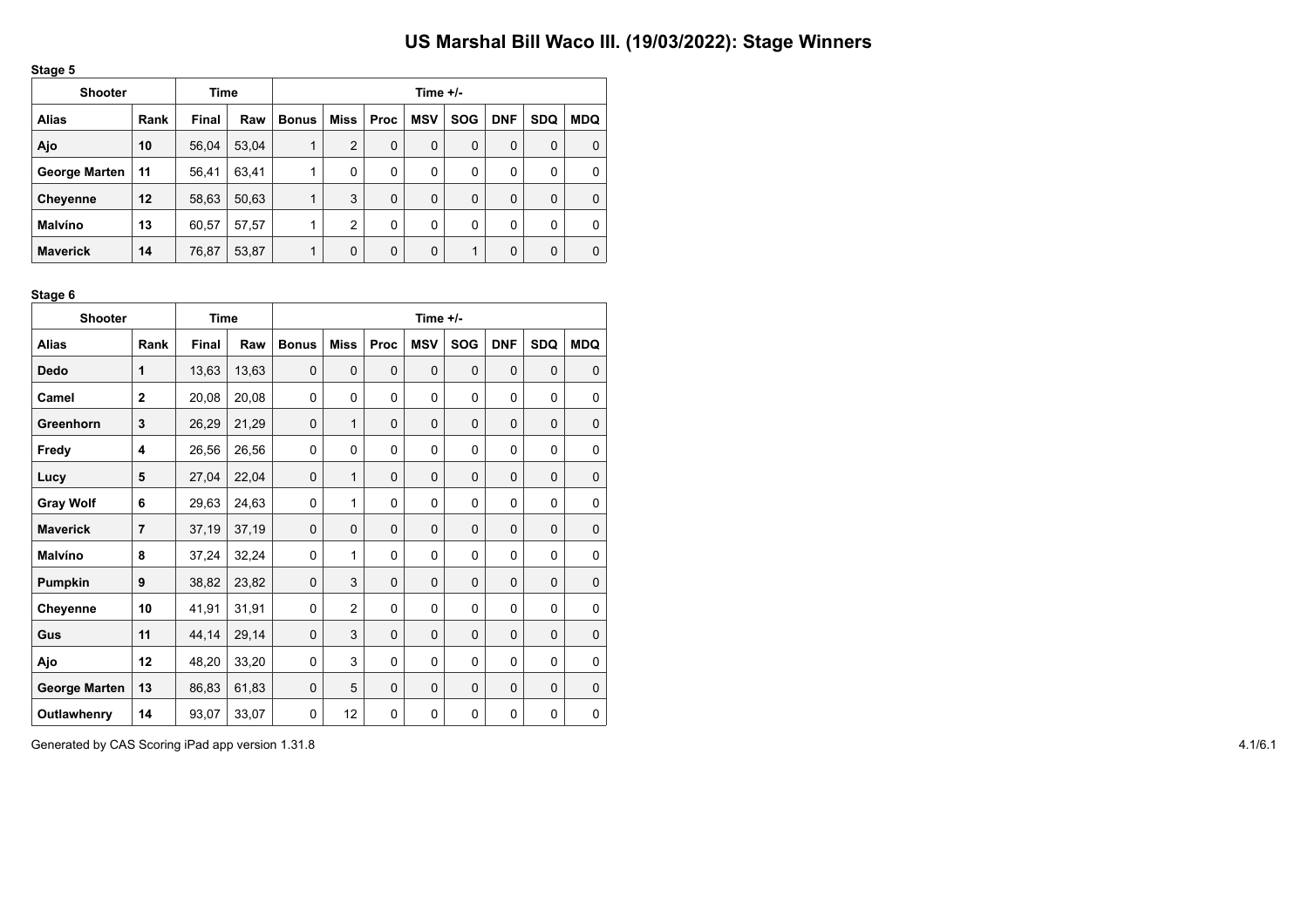# US Marshal Bill Waco III. (19/03/2022): Stage Winners

**Stage 5**

| Shooter | | Time | | Time +/- | | | | | | | |
|---|---|---|---|---|---|---|---|---|---|---|---|
| **Alias** | **Rank** | **Final** | **Raw** | **Bonus** | **Miss** | **Proc** | **MSV** | **SOG** | **DNF** | **SDQ** | **MDQ** |
| **Ajo** | **10** | 56,04 | 53,04 | 1 | 2 | 0 | 0 | 0 | 0 | 0 | 0 |
| **George Marten** | **11** | 56,41 | 63,41 | 1 | 0 | 0 | 0 | 0 | 0 | 0 | 0 |
| **Cheyenne** | **12** | 58,63 | 50,63 | 1 | 3 | 0 | 0 | 0 | 0 | 0 | 0 |
| **Malvíno** | **13** | 60,57 | 57,57 | 1 | 2 | 0 | 0 | 0 | 0 | 0 | 0 |
| **Maverick** | **14** | 76,87 | 53,87 | 1 | 0 | 0 | 0 | 1 | 0 | 0 | 0 |

**Stage 6**

| Shooter | | Time | | Time +/- | | | | | | | |
|---|---|---|---|---|---|---|---|---|---|---|---|
| **Alias** | **Rank** | **Final** | **Raw** | **Bonus** | **Miss** | **Proc** | **MSV** | **SOG** | **DNF** | **SDQ** | **MDQ** |
| **Dedo** | **1** | 13,63 | 13,63 | 0 | 0 | 0 | 0 | 0 | 0 | 0 | 0 |
| **Camel** | **2** | 20,08 | 20,08 | 0 | 0 | 0 | 0 | 0 | 0 | 0 | 0 |
| **Greenhorn** | **3** | 26,29 | 21,29 | 0 | 1 | 0 | 0 | 0 | 0 | 0 | 0 |
| **Fredy** | **4** | 26,56 | 26,56 | 0 | 0 | 0 | 0 | 0 | 0 | 0 | 0 |
| **Lucy** | **5** | 27,04 | 22,04 | 0 | 1 | 0 | 0 | 0 | 0 | 0 | 0 |
| **Gray Wolf** | **6** | 29,63 | 24,63 | 0 | 1 | 0 | 0 | 0 | 0 | 0 | 0 |
| **Maverick** | **7** | 37,19 | 37,19 | 0 | 0 | 0 | 0 | 0 | 0 | 0 | 0 |
| **Malvíno** | **8** | 37,24 | 32,24 | 0 | 1 | 0 | 0 | 0 | 0 | 0 | 0 |
| **Pumpkin** | **9** | 38,82 | 23,82 | 0 | 3 | 0 | 0 | 0 | 0 | 0 | 0 |
| **Cheyenne** | **10** | 41,91 | 31,91 | 0 | 2 | 0 | 0 | 0 | 0 | 0 | 0 |
| **Gus** | **11** | 44,14 | 29,14 | 0 | 3 | 0 | 0 | 0 | 0 | 0 | 0 |
| **Ajo** | **12** | 48,20 | 33,20 | 0 | 3 | 0 | 0 | 0 | 0 | 0 | 0 |
| **George Marten** | **13** | 86,83 | 61,83 | 0 | 5 | 0 | 0 | 0 | 0 | 0 | 0 |
| **Outlawhenry** | **14** | 93,07 | 33,07 | 0 | 12 | 0 | 0 | 0 | 0 | 0 | 0 |

Generated by CAS Scoring iPad app version 1.31.8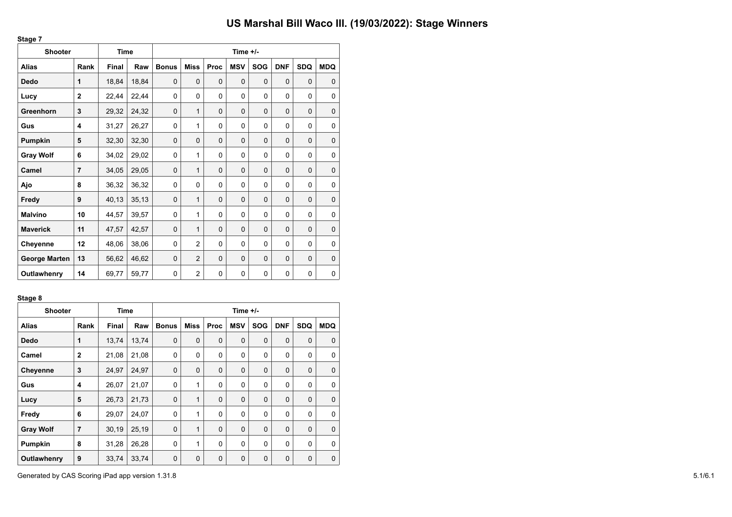# US Marshal Bill Waco III. (19/03/2022): Stage Winners

**Stage 7**

| Shooter | | Time | | Time +/- | | | | | | | |
|---|---|---|---|---|---|---|---|---|---|---|---|
| **Alias** | **Rank** | **Final** | **Raw** | **Bonus** | **Miss** | **Proc** | **MSV** | **SOG** | **DNF** | **SDQ** | **MDQ** |
| **Dedo** | **1** | 18,84 | 18,84 | 0 | 0 | 0 | 0 | 0 | 0 | 0 | 0 |
| **Lucy** | **2** | 22,44 | 22,44 | 0 | 0 | 0 | 0 | 0 | 0 | 0 | 0 |
| **Greenhorn** | **3** | 29,32 | 24,32 | 0 | 1 | 0 | 0 | 0 | 0 | 0 | 0 |
| **Gus** | **4** | 31,27 | 26,27 | 0 | 1 | 0 | 0 | 0 | 0 | 0 | 0 |
| **Pumpkin** | **5** | 32,30 | 32,30 | 0 | 0 | 0 | 0 | 0 | 0 | 0 | 0 |
| **Gray Wolf** | **6** | 34,02 | 29,02 | 0 | 1 | 0 | 0 | 0 | 0 | 0 | 0 |
| **Camel** | **7** | 34,05 | 29,05 | 0 | 1 | 0 | 0 | 0 | 0 | 0 | 0 |
| **Ajo** | **8** | 36,32 | 36,32 | 0 | 0 | 0 | 0 | 0 | 0 | 0 | 0 |
| **Fredy** | **9** | 40,13 | 35,13 | 0 | 1 | 0 | 0 | 0 | 0 | 0 | 0 |
| **Malvíno** | **10** | 44,57 | 39,57 | 0 | 1 | 0 | 0 | 0 | 0 | 0 | 0 |
| **Maverick** | **11** | 47,57 | 42,57 | 0 | 1 | 0 | 0 | 0 | 0 | 0 | 0 |
| **Cheyenne** | **12** | 48,06 | 38,06 | 0 | 2 | 0 | 0 | 0 | 0 | 0 | 0 |
| **George Marten** | **13** | 56,62 | 46,62 | 0 | 2 | 0 | 0 | 0 | 0 | 0 | 0 |
| **Outlawhenry** | **14** | 69,77 | 59,77 | 0 | 2 | 0 | 0 | 0 | 0 | 0 | 0 |

**Stage 8**

| Shooter | | Time | | Time +/- | | | | | | | |
|---|---|---|---|---|---|---|---|---|---|---|---|
| **Alias** | **Rank** | **Final** | **Raw** | **Bonus** | **Miss** | **Proc** | **MSV** | **SOG** | **DNF** | **SDQ** | **MDQ** |
| **Dedo** | **1** | 13,74 | 13,74 | 0 | 0 | 0 | 0 | 0 | 0 | 0 | 0 |
| **Camel** | **2** | 21,08 | 21,08 | 0 | 0 | 0 | 0 | 0 | 0 | 0 | 0 |
| **Cheyenne** | **3** | 24,97 | 24,97 | 0 | 0 | 0 | 0 | 0 | 0 | 0 | 0 |
| **Gus** | **4** | 26,07 | 21,07 | 0 | 1 | 0 | 0 | 0 | 0 | 0 | 0 |
| **Lucy** | **5** | 26,73 | 21,73 | 0 | 1 | 0 | 0 | 0 | 0 | 0 | 0 |
| **Fredy** | **6** | 29,07 | 24,07 | 0 | 1 | 0 | 0 | 0 | 0 | 0 | 0 |
| **Gray Wolf** | **7** | 30,19 | 25,19 | 0 | 1 | 0 | 0 | 0 | 0 | 0 | 0 |
| **Pumpkin** | **8** | 31,28 | 26,28 | 0 | 1 | 0 | 0 | 0 | 0 | 0 | 0 |
| **Outlawhenry** | **9** | 33,74 | 33,74 | 0 | 0 | 0 | 0 | 0 | 0 | 0 | 0 |

Generated by CAS Scoring iPad app version 1.31.8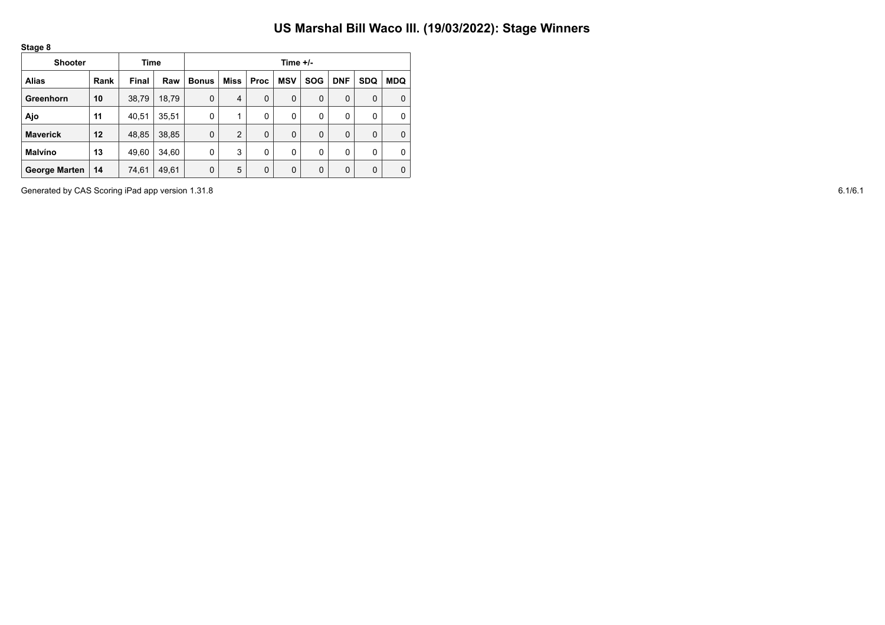# US Marshal Bill Waco III. (19/03/2022): Stage Winners

**Stage 8**

| Shooter | | Time | | Time +/- | | | | | | | |
|---|---|---|---|---|---|---|---|---|---|---|---|
| **Alias** | **Rank** | **Final** | **Raw** | **Bonus** | **Miss** | **Proc** | **MSV** | **SOG** | **DNF** | **SDQ** | **MDQ** |
| **Greenhorn** | **10** | 38,79 | 18,79 | 0 | 4 | 0 | 0 | 0 | 0 | 0 | 0 |
| **Ajo** | **11** | 40,51 | 35,51 | 0 | 1 | 0 | 0 | 0 | 0 | 0 | 0 |
| **Maverick** | **12** | 48,85 | 38,85 | 0 | 2 | 0 | 0 | 0 | 0 | 0 | 0 |
| **Malvíno** | **13** | 49,60 | 34,60 | 0 | 3 | 0 | 0 | 0 | 0 | 0 | 0 |
| **George Marten** | **14** | 74,61 | 49,61 | 0 | 5 | 0 | 0 | 0 | 0 | 0 | 0 |

Generated by CAS Scoring iPad app version 1.31.8